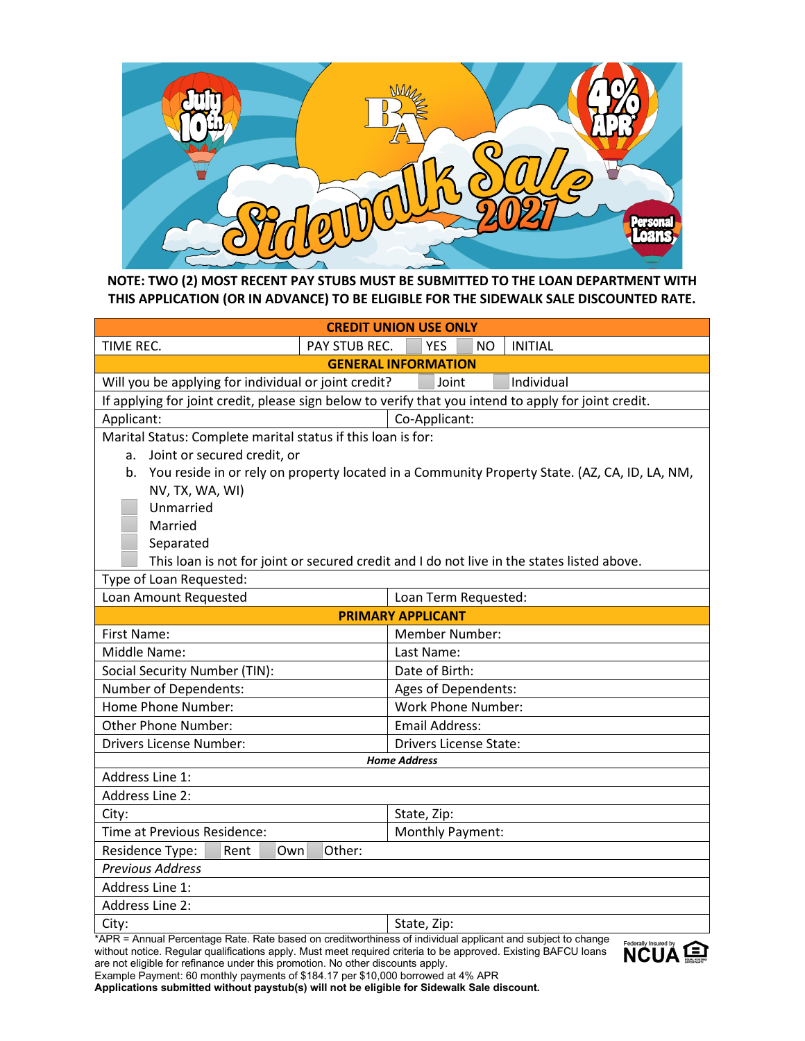**NOTE: TWO (2) MOST RECENT PAY STUBS MUST BE SUBMITTED TO THE LOAN DEPARTMENT WITH THIS APPLICATION (OR IN ADVANCE) TO BE ELIGIBLE FOR THE SIDEWALK SALE DISCOUNTED RATE.**

| **CREDIT UNION USE ONLY** | | | |
|---|---|---|---|
| TIME REC. | PAY STUB REC. | ☐ YES ☐ NO | INITIAL |

| **GENERAL INFORMATION** | |
|---|---|
| Will you be applying for individual or joint credit? ☐ Joint ☐ Individual | |
| If applying for joint credit, please sign below to verify that you intend to apply for joint credit. | |
| Applicant: | Co-Applicant: |
| Marital Status: Complete marital status if this loan is for:<br>a. Joint or secured credit, or<br>b. You reside in or rely on property located in a Community Property State. (AZ, CA, ID, LA, NM, NV, TX, WA, WI)<br>☐ Unmarried<br>☐ Married<br>☐ Separated<br>☐ This loan is not for joint or secured credit and I do not live in the states listed above. | |
| Type of Loan Requested: | |
| Loan Amount Requested | Loan Term Requested: |

| **PRIMARY APPLICANT** | |
|---|---|
| First Name: | Member Number: |
| Middle Name: | Last Name: |
| Social Security Number (TIN): | Date of Birth: |
| Number of Dependents: | Ages of Dependents: |
| Home Phone Number: | Work Phone Number: |
| Other Phone Number: | Email Address: |
| Drivers License Number: | Drivers License State: |
| ***Home Address*** | |
| Address Line 1: | |
| Address Line 2: | |
| City: | State, Zip: |
| Time at Previous Residence: | Monthly Payment: |
| Residence Type: ☐ Rent ☐ Own ☐ Other: | |
| *Previous Address* | |
| Address Line 1: | |
| Address Line 2: | |
| City: | State, Zip: |

*APR = Annual Percentage Rate. Rate based on creditworthiness of individual applicant and subject to change without notice. Regular qualifications apply. Must meet required criteria to be approved. Existing BAFCU loans are not eligible for refinance under this promotion. No other discounts apply.

Example Payment: 60 monthly payments of $184.17 per $10,000 borrowed at 4% APR

**Applications submitted without paystub(s) will not be eligible for Sidewalk Sale discount.**

Federally Insured by NCUA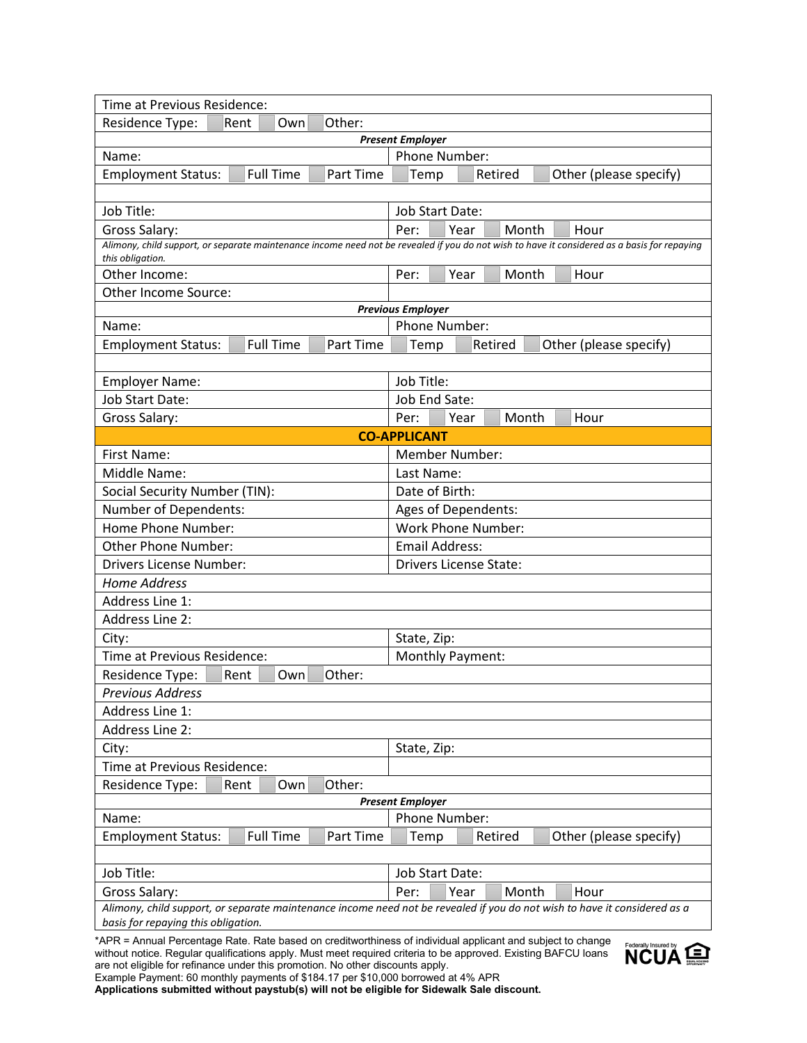| | |
|---|---|
| Time at Previous Residence: | |
| Residence Type: ☐ Rent ☐ Own ☐ Other: | |
| ***Present Employer*** | |
| Name: | Phone Number: |
| Employment Status: ☐ Full Time ☐ Part Time | ☐ Temp ☐ Retired ☐ Other (please specify) |
| | |
| Job Title: | Job Start Date: |
| Gross Salary: | Per: ☐ Year ☐ Month ☐ Hour |
| *Alimony, child support, or separate maintenance income need not be revealed if you do not wish to have it considered as a basis for repaying this obligation.* | |
| Other Income: | Per: ☐ Year ☐ Month ☐ Hour |
| Other Income Source: | |
| ***Previous Employer*** | |
| Name: | Phone Number: |
| Employment Status: ☐ Full Time ☐ Part Time | ☐ Temp ☐ Retired ☐ Other (please specify) |
| | |
| Employer Name: | Job Title: |
| Job Start Date: | Job End Sate: |
| Gross Salary: | Per: ☐ Year ☐ Month ☐ Hour |
| **CO-APPLICANT** | |
| First Name: | Member Number: |
| Middle Name: | Last Name: |
| Social Security Number (TIN): | Date of Birth: |
| Number of Dependents: | Ages of Dependents: |
| Home Phone Number: | Work Phone Number: |
| Other Phone Number: | Email Address: |
| Drivers License Number: | Drivers License State: |
| *Home Address* | |
| Address Line 1: | |
| Address Line 2: | |
| City: | State, Zip: |
| Time at Previous Residence: | Monthly Payment: |
| Residence Type: ☐ Rent ☐ Own ☐ Other: | |
| *Previous Address* | |
| Address Line 1: | |
| Address Line 2: | |
| City: | State, Zip: |
| Time at Previous Residence: | |
| Residence Type: ☐ Rent ☐ Own ☐ Other: | |
| ***Present Employer*** | |
| Name: | Phone Number: |
| Employment Status: ☐ Full Time ☐ Part Time | ☐ Temp ☐ Retired ☐ Other (please specify) |
| | |
| Job Title: | Job Start Date: |
| Gross Salary: | Per: ☐ Year ☐ Month ☐ Hour |
| *Alimony, child support, or separate maintenance income need not be revealed if you do not wish to have it considered as a basis for repaying this obligation.* | |

*APR = Annual Percentage Rate. Rate based on creditworthiness of individual applicant and subject to change without notice. Regular qualifications apply. Must meet required criteria to be approved. Existing BAFCU loans are not eligible for refinance under this promotion. No other discounts apply.
Example Payment: 60 monthly payments of $184.17 per $10,000 borrowed at 4% APR
**Applications submitted without paystub(s) will not be eligible for Sidewalk Sale discount.**

Federally Insured by NCUA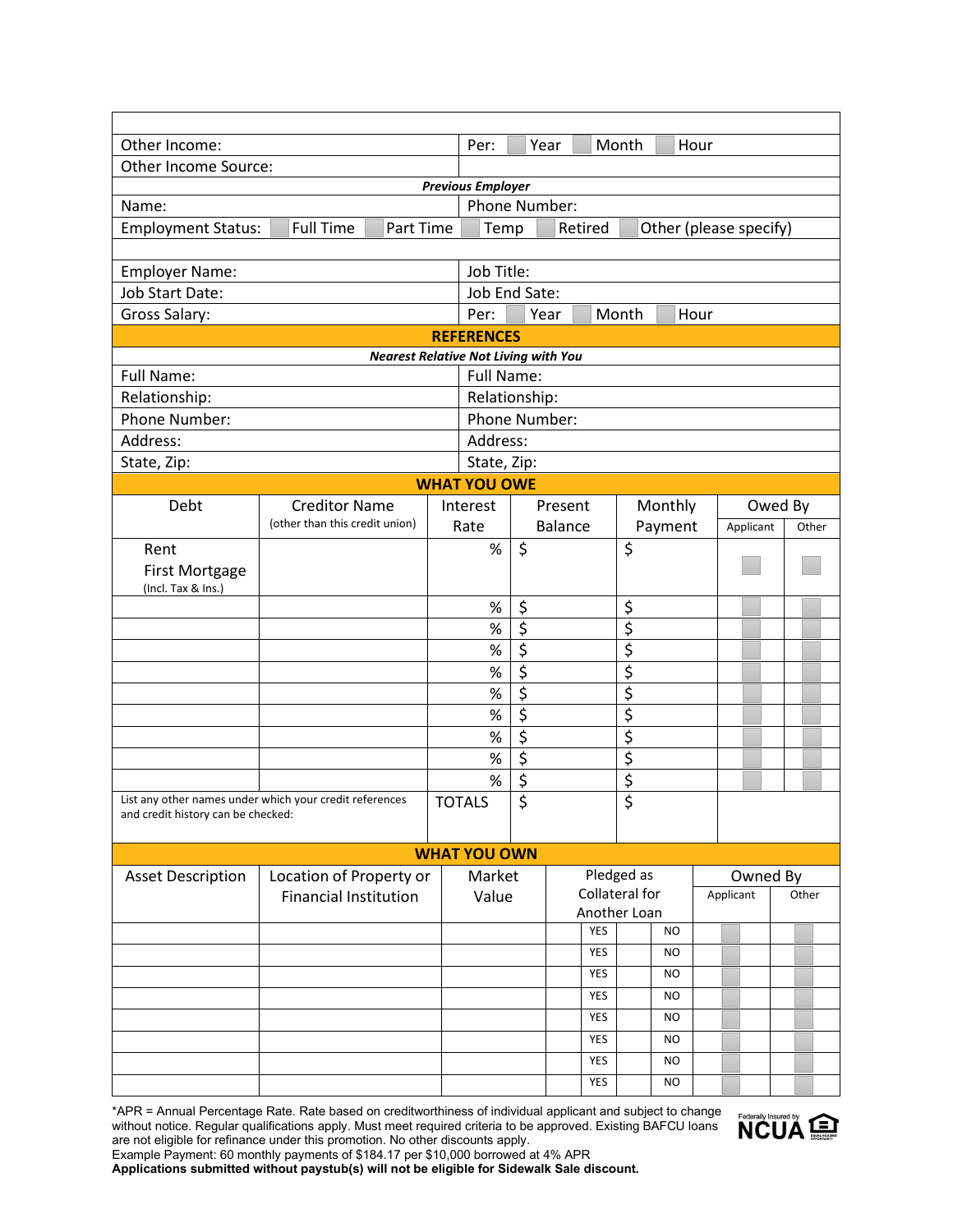| | |
|---|---|
| Other Income: | Per: ☐ Year ☐ Month ☐ Hour |
| Other Income Source: | |

***Previous Employer***

| | |
|---|---|
| Name: | Phone Number: |
| Employment Status: ☐ Full Time ☐ Part Time | ☐ Temp ☐ Retired ☐ Other (please specify) |
| | |
| Employer Name: | Job Title: |
| Job Start Date: | Job End Sate: |
| Gross Salary: | Per: ☐ Year ☐ Month ☐ Hour |

## REFERENCES

***Nearest Relative Not Living with You***

| | |
|---|---|
| Full Name: | Full Name: |
| Relationship: | Relationship: |
| Phone Number: | Phone Number: |
| Address: | Address: |
| State, Zip: | State, Zip: |

## WHAT YOU OWE

| Debt | Creditor Name (other than this credit union) | Interest Rate | Present Balance | Monthly Payment | Owed By | |
|---|---|---|---|---|---|---|
| | | | | | Applicant | Other |
| Rent<br>First Mortgage<br>(Incl. Tax & Ins.) | | % | $ | $ | ☐ | ☐ |
| | | % | $ | $ | ☐ | ☐ |
| | | % | $ | $ | ☐ | ☐ |
| | | % | $ | $ | ☐ | ☐ |
| | | % | $ | $ | ☐ | ☐ |
| | | % | $ | $ | ☐ | ☐ |
| | | % | $ | $ | ☐ | ☐ |
| | | % | $ | $ | ☐ | ☐ |
| | | % | $ | $ | ☐ | ☐ |
| | | % | $ | $ | ☐ | ☐ |
| List any other names under which your credit references and credit history can be checked: | | TOTALS | $ | $ | | |

## WHAT YOU OWN

| Asset Description | Location of Property or Financial Institution | Market Value | Pledged as Collateral for Another Loan | | Owned By | |
|---|---|---|---|---|---|---|
| | | | | | Applicant | Other |
| | | | YES | NO | ☐ | ☐ |
| | | | YES | NO | ☐ | ☐ |
| | | | YES | NO | ☐ | ☐ |
| | | | YES | NO | ☐ | ☐ |
| | | | YES | NO | ☐ | ☐ |
| | | | YES | NO | ☐ | ☐ |
| | | | YES | NO | ☐ | ☐ |
| | | | YES | NO | ☐ | ☐ |

*APR = Annual Percentage Rate. Rate based on creditworthiness of individual applicant and subject to change without notice. Regular qualifications apply. Must meet required criteria to be approved. Existing BAFCU loans are not eligible for refinance under this promotion. No other discounts apply.
Example Payment: 60 monthly payments of $184.17 per $10,000 borrowed at 4% APR
**Applications submitted without paystub(s) will not be eligible for Sidewalk Sale discount.**

Federally Insured by NCUA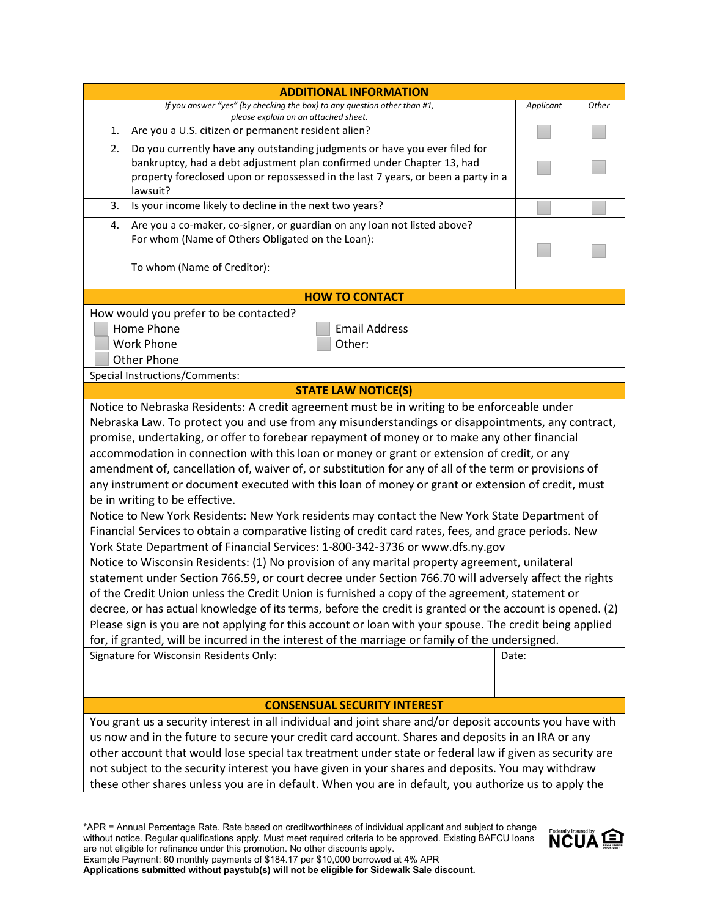## ADDITIONAL INFORMATION

| *If you answer "yes" (by checking the box) to any question other than #1, please explain on an attached sheet.* | *Applicant* | *Other* |
|---|---|---|
| 1. Are you a U.S. citizen or permanent resident alien? | ☐ | ☐ |
| 2. Do you currently have any outstanding judgments or have you ever filed for bankruptcy, had a debt adjustment plan confirmed under Chapter 13, had property foreclosed upon or repossessed in the last 7 years, or been a party in a lawsuit? | ☐ | ☐ |
| 3. Is your income likely to decline in the next two years? | ☐ | ☐ |
| 4. Are you a co-maker, co-signer, or guardian on any loan not listed above? For whom (Name of Others Obligated on the Loan): <br><br> To whom (Name of Creditor): | ☐ | ☐ |

## HOW TO CONTACT

How would you prefer to be contacted?

- ☐ Home Phone
- ☐ Work Phone
- ☐ Other Phone
- ☐ Email Address
- ☐ Other:

Special Instructions/Comments:

## STATE LAW NOTICE(S)

Notice to Nebraska Residents: A credit agreement must be in writing to be enforceable under Nebraska Law. To protect you and use from any misunderstandings or disappointments, any contract, promise, undertaking, or offer to forebear repayment of money or to make any other financial accommodation in connection with this loan or money or grant or extension of credit, or any amendment of, cancellation of, waiver of, or substitution for any of all of the term or provisions of any instrument or document executed with this loan of money or grant or extension of credit, must be in writing to be effective.

Notice to New York Residents: New York residents may contact the New York State Department of Financial Services to obtain a comparative listing of credit card rates, fees, and grace periods. New York State Department of Financial Services: 1-800-342-3736 or www.dfs.ny.gov

Notice to Wisconsin Residents: (1) No provision of any marital property agreement, unilateral statement under Section 766.59, or court decree under Section 766.70 will adversely affect the rights of the Credit Union unless the Credit Union is furnished a copy of the agreement, statement or decree, or has actual knowledge of its terms, before the credit is granted or the account is opened. (2) Please sign is you are not applying for this account or loan with your spouse. The credit being applied for, if granted, will be incurred in the interest of the marriage or family of the undersigned.

| Signature for Wisconsin Residents Only: | Date: |
|---|---|
| | |

## CONSENSUAL SECURITY INTEREST

You grant us a security interest in all individual and joint share and/or deposit accounts you have with us now and in the future to secure your credit card account. Shares and deposits in an IRA or any other account that would lose special tax treatment under state or federal law if given as security are not subject to the security interest you have given in your shares and deposits. You may withdraw these other shares unless you are in default. When you are in default, you authorize us to apply the

*APR = Annual Percentage Rate. Rate based on creditworthiness of individual applicant and subject to change without notice. Regular qualifications apply. Must meet required criteria to be approved. Existing BAFCU loans are not eligible for refinance under this promotion. No other discounts apply.
Example Payment: 60 monthly payments of $184.17 per $10,000 borrowed at 4% APR
**Applications submitted without paystub(s) will not be eligible for Sidewalk Sale discount.**

Federally Insured by NCUA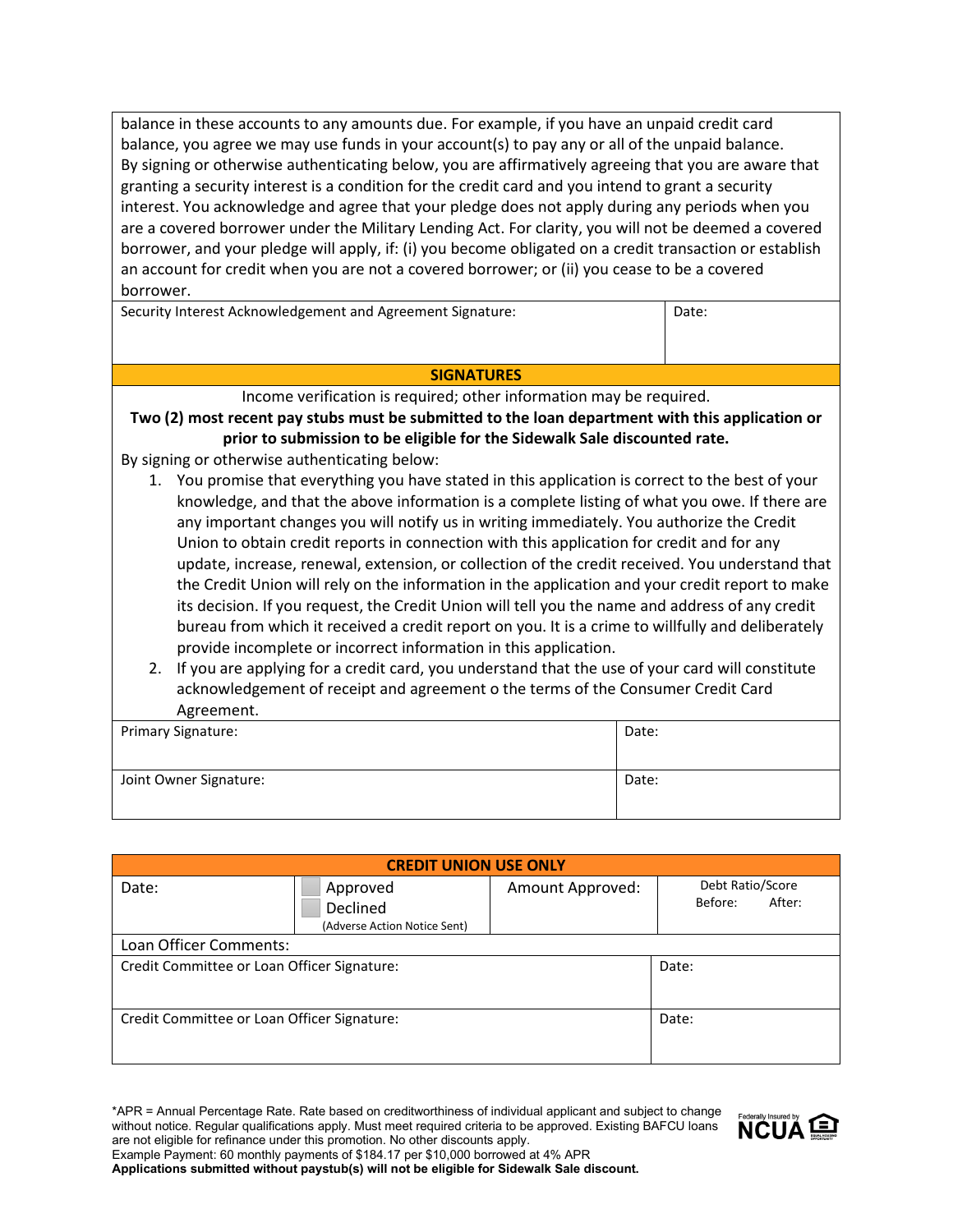balance in these accounts to any amounts due. For example, if you have an unpaid credit card balance, you agree we may use funds in your account(s) to pay any or all of the unpaid balance. By signing or otherwise authenticating below, you are affirmatively agreeing that you are aware that granting a security interest is a condition for the credit card and you intend to grant a security interest. You acknowledge and agree that your pledge does not apply during any periods when you are a covered borrower under the Military Lending Act. For clarity, you will not be deemed a covered borrower, and your pledge will apply, if: (i) you become obligated on a credit transaction or establish an account for credit when you are not a covered borrower; or (ii) you cease to be a covered borrower.

| | |
|---|---|
| Security Interest Acknowledgement and Agreement Signature: | Date: |

## SIGNATURES

Income verification is required; other information may be required.

**Two (2) most recent pay stubs must be submitted to the loan department with this application or prior to submission to be eligible for the Sidewalk Sale discounted rate.**

By signing or otherwise authenticating below:

1. You promise that everything you have stated in this application is correct to the best of your knowledge, and that the above information is a complete listing of what you owe. If there are any important changes you will notify us in writing immediately. You authorize the Credit Union to obtain credit reports in connection with this application for credit and for any update, increase, renewal, extension, or collection of the credit received. You understand that the Credit Union will rely on the information in the application and your credit report to make its decision. If you request, the Credit Union will tell you the name and address of any credit bureau from which it received a credit report on you. It is a crime to willfully and deliberately provide incomplete or incorrect information in this application.
2. If you are applying for a credit card, you understand that the use of your card will constitute acknowledgement of receipt and agreement o the terms of the Consumer Credit Card Agreement.

| | |
|---|---|
| Primary Signature: | Date: |
| Joint Owner Signature: | Date: |

## CREDIT UNION USE ONLY

| | | | |
|---|---|---|---|
| Date: | ☐ Approved ☐ Declined (Adverse Action Notice Sent) | Amount Approved: | Debt Ratio/Score Before: After: |
| Loan Officer Comments: | | | |
| Credit Committee or Loan Officer Signature: | | | Date: |
| Credit Committee or Loan Officer Signature: | | | Date: |

*APR = Annual Percentage Rate. Rate based on creditworthiness of individual applicant and subject to change without notice. Regular qualifications apply. Must meet required criteria to be approved. Existing BAFCU loans are not eligible for refinance under this promotion. No other discounts apply.
Example Payment: 60 monthly payments of $184.17 per $10,000 borrowed at 4% APR
**Applications submitted without paystub(s) will not be eligible for Sidewalk Sale discount.**

Federally Insured by NCUA